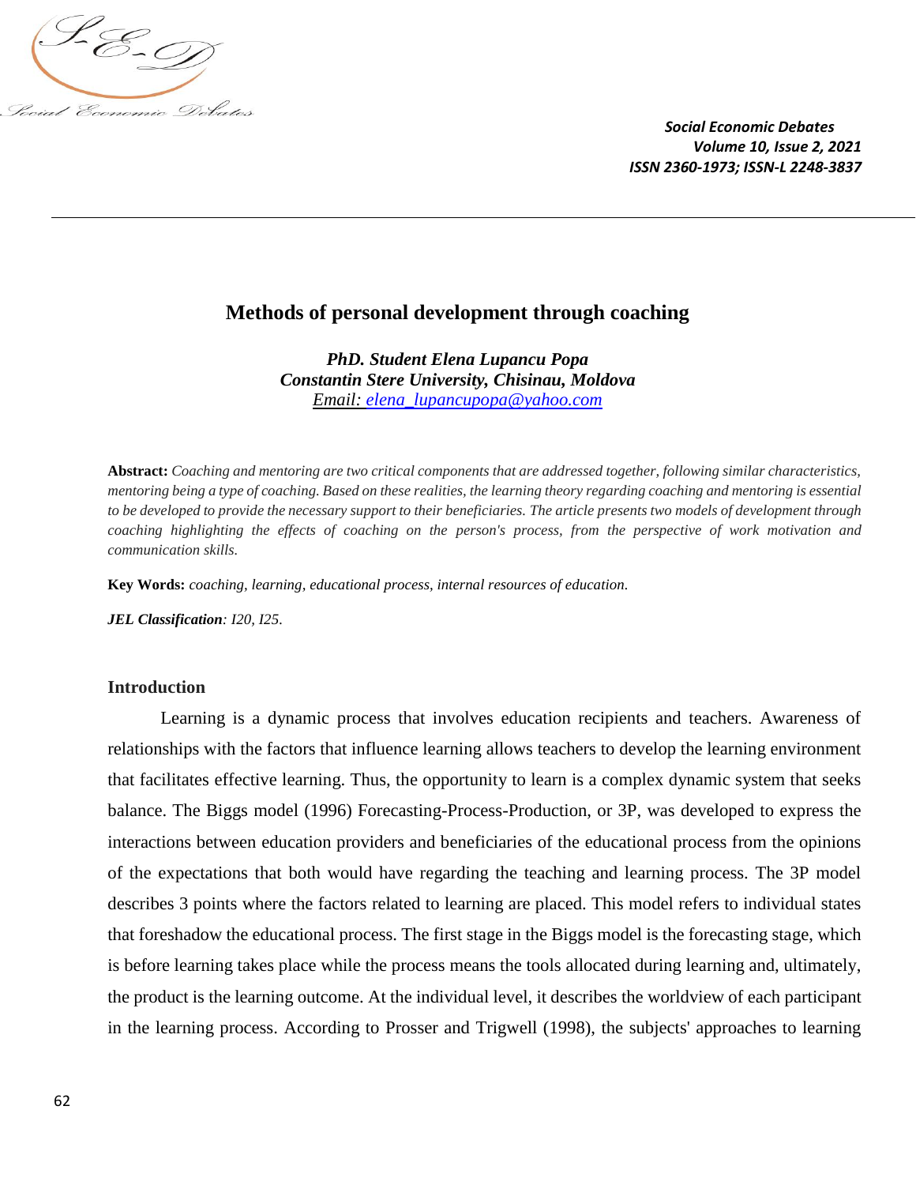# Methods of personal development through coaching

***PhD. Student Elena Lupancu Popa***
***Constantin Stere University, Chisinau, Moldova***
*Email: elena_lupancupopa@yahoo.com*

**Abstract:** *Coaching and mentoring are two critical components that are addressed together, following similar characteristics, mentoring being a type of coaching. Based on these realities, the learning theory regarding coaching and mentoring is essential to be developed to provide the necessary support to their beneficiaries. The article presents two models of development through coaching highlighting the effects of coaching on the person's process, from the perspective of work motivation and communication skills.*

**Key Words:** *coaching, learning, educational process, internal resources of education.*

***JEL Classification****: I20, I25.*

## Introduction

Learning is a dynamic process that involves education recipients and teachers. Awareness of relationships with the factors that influence learning allows teachers to develop the learning environment that facilitates effective learning. Thus, the opportunity to learn is a complex dynamic system that seeks balance. The Biggs model (1996) Forecasting-Process-Production, or 3P, was developed to express the interactions between education providers and beneficiaries of the educational process from the opinions of the expectations that both would have regarding the teaching and learning process. The 3P model describes 3 points where the factors related to learning are placed. This model refers to individual states that foreshadow the educational process. The first stage in the Biggs model is the forecasting stage, which is before learning takes place while the process means the tools allocated during learning and, ultimately, the product is the learning outcome. At the individual level, it describes the worldview of each participant in the learning process. According to Prosser and Trigwell (1998), the subjects' approaches to learning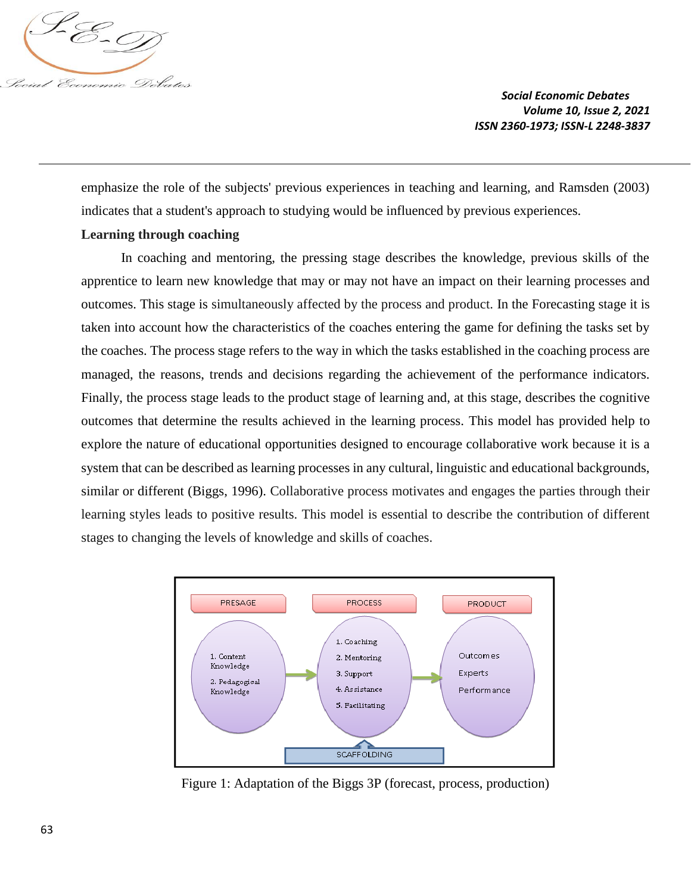emphasize the role of the subjects' previous experiences in teaching and learning, and Ramsden (2003) indicates that a student's approach to studying would be influenced by previous experiences.

**Learning through coaching**

In coaching and mentoring, the pressing stage describes the knowledge, previous skills of the apprentice to learn new knowledge that may or may not have an impact on their learning processes and outcomes. This stage is simultaneously affected by the process and product. In the Forecasting stage it is taken into account how the characteristics of the coaches entering the game for defining the tasks set by the coaches. The process stage refers to the way in which the tasks established in the coaching process are managed, the reasons, trends and decisions regarding the achievement of the performance indicators. Finally, the process stage leads to the product stage of learning and, at this stage, describes the cognitive outcomes that determine the results achieved in the learning process. This model has provided help to explore the nature of educational opportunities designed to encourage collaborative work because it is a system that can be described as learning processes in any cultural, linguistic and educational backgrounds, similar or different (Biggs, 1996). Collaborative process motivates and engages the parties through their learning styles leads to positive results. This model is essential to describe the contribution of different stages to changing the levels of knowledge and skills of coaches.

Figure 1: Adaptation of the Biggs 3P (forecast, process, production)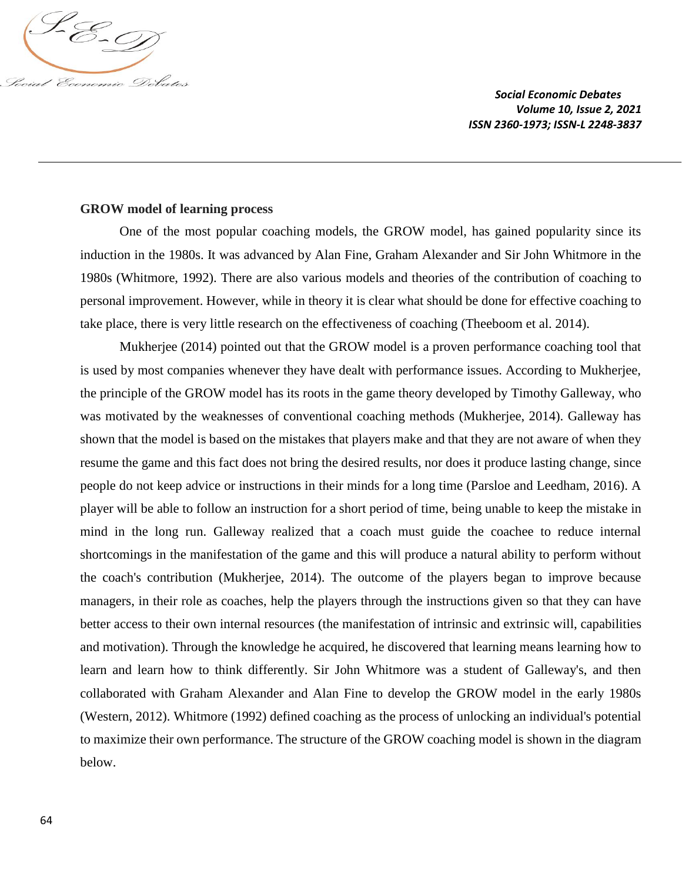**GROW model of learning process**

One of the most popular coaching models, the GROW model, has gained popularity since its induction in the 1980s. It was advanced by Alan Fine, Graham Alexander and Sir John Whitmore in the 1980s (Whitmore, 1992). There are also various models and theories of the contribution of coaching to personal improvement. However, while in theory it is clear what should be done for effective coaching to take place, there is very little research on the effectiveness of coaching (Theeboom et al. 2014).

Mukherjee (2014) pointed out that the GROW model is a proven performance coaching tool that is used by most companies whenever they have dealt with performance issues. According to Mukherjee, the principle of the GROW model has its roots in the game theory developed by Timothy Galleway, who was motivated by the weaknesses of conventional coaching methods (Mukherjee, 2014). Galleway has shown that the model is based on the mistakes that players make and that they are not aware of when they resume the game and this fact does not bring the desired results, nor does it produce lasting change, since people do not keep advice or instructions in their minds for a long time (Parsloe and Leedham, 2016). A player will be able to follow an instruction for a short period of time, being unable to keep the mistake in mind in the long run. Galleway realized that a coach must guide the coachee to reduce internal shortcomings in the manifestation of the game and this will produce a natural ability to perform without the coach's contribution (Mukherjee, 2014). The outcome of the players began to improve because managers, in their role as coaches, help the players through the instructions given so that they can have better access to their own internal resources (the manifestation of intrinsic and extrinsic will, capabilities and motivation). Through the knowledge he acquired, he discovered that learning means learning how to learn and learn how to think differently. Sir John Whitmore was a student of Galleway's, and then collaborated with Graham Alexander and Alan Fine to develop the GROW model in the early 1980s (Western, 2012). Whitmore (1992) defined coaching as the process of unlocking an individual's potential to maximize their own performance. The structure of the GROW coaching model is shown in the diagram below.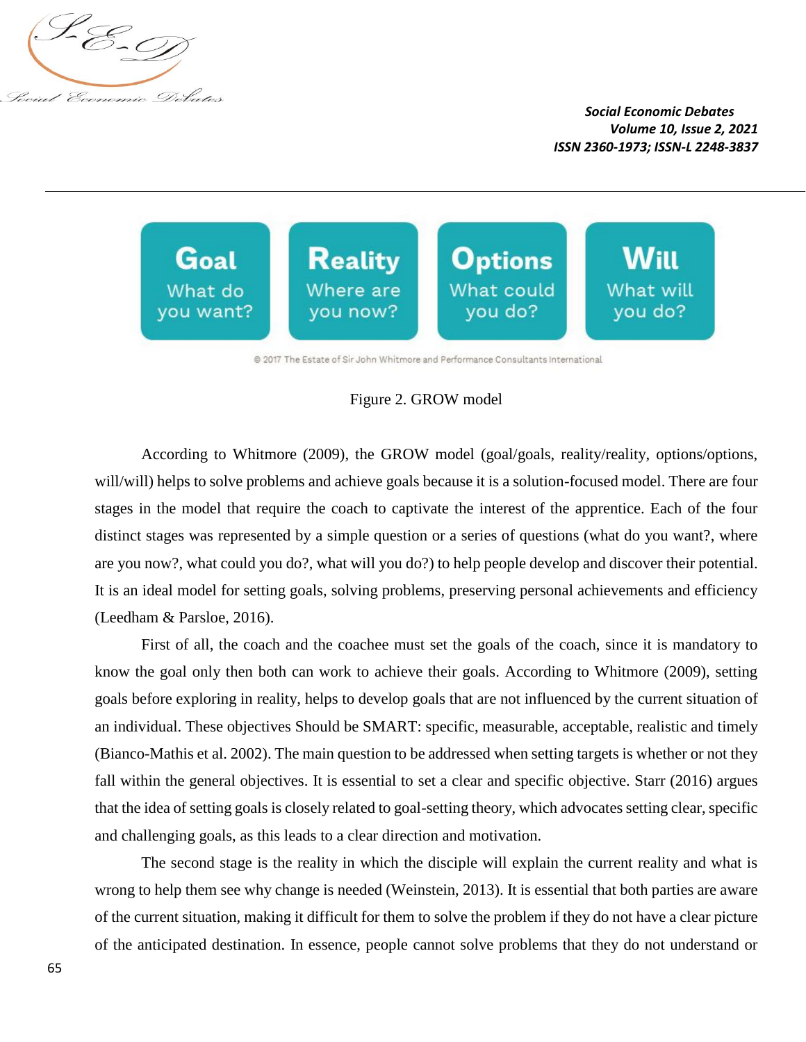| Goal | Reality | Options | Will |
| --- | --- | --- | --- |
| What do you want? | Where are you now? | What could you do? | What will you do? |

© 2017 The Estate of Sir John Whitmore and Performance Consultants International

Figure 2. GROW model

According to Whitmore (2009), the GROW model (goal/goals, reality/reality, options/options, will/will) helps to solve problems and achieve goals because it is a solution-focused model. There are four stages in the model that require the coach to captivate the interest of the apprentice. Each of the four distinct stages was represented by a simple question or a series of questions (what do you want?, where are you now?, what could you do?, what will you do?) to help people develop and discover their potential. It is an ideal model for setting goals, solving problems, preserving personal achievements and efficiency (Leedham & Parsloe, 2016).

First of all, the coach and the coachee must set the goals of the coach, since it is mandatory to know the goal only then both can work to achieve their goals. According to Whitmore (2009), setting goals before exploring in reality, helps to develop goals that are not influenced by the current situation of an individual. These objectives Should be SMART: specific, measurable, acceptable, realistic and timely (Bianco-Mathis et al. 2002). The main question to be addressed when setting targets is whether or not they fall within the general objectives. It is essential to set a clear and specific objective. Starr (2016) argues that the idea of setting goals is closely related to goal-setting theory, which advocates setting clear, specific and challenging goals, as this leads to a clear direction and motivation.

The second stage is the reality in which the disciple will explain the current reality and what is wrong to help them see why change is needed (Weinstein, 2013). It is essential that both parties are aware of the current situation, making it difficult for them to solve the problem if they do not have a clear picture of the anticipated destination. In essence, people cannot solve problems that they do not understand or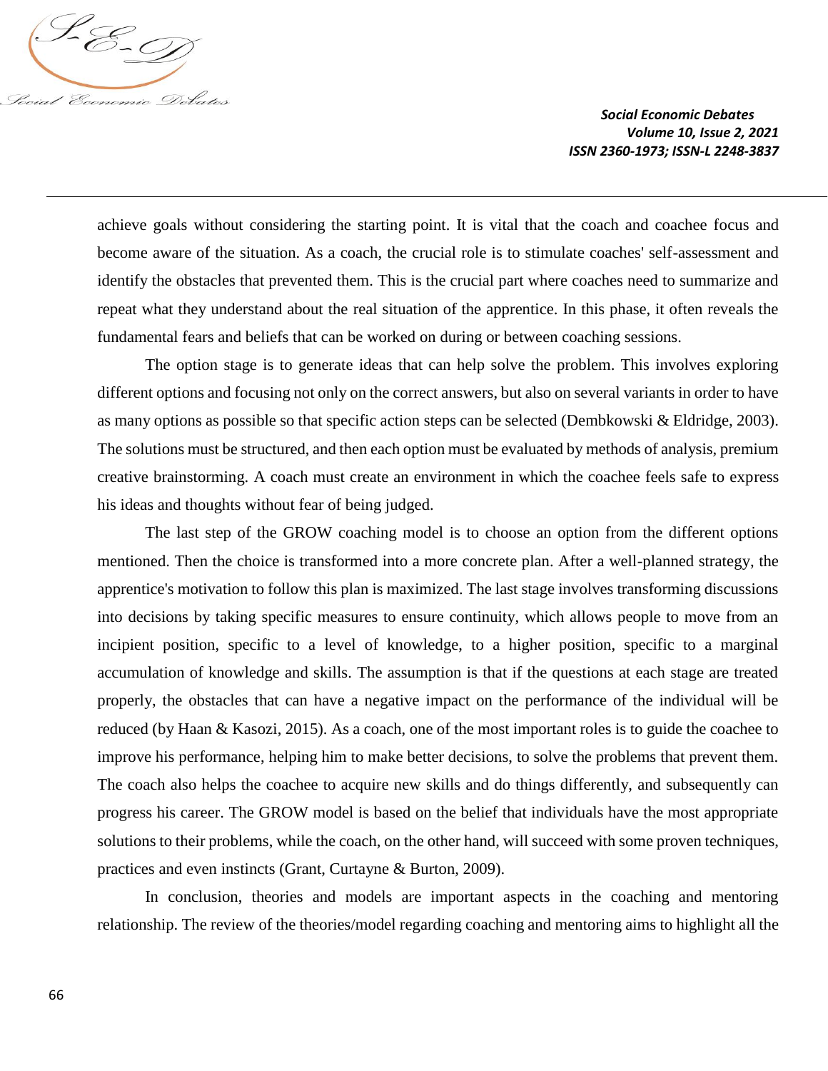achieve goals without considering the starting point. It is vital that the coach and coachee focus and become aware of the situation. As a coach, the crucial role is to stimulate coaches' self-assessment and identify the obstacles that prevented them. This is the crucial part where coaches need to summarize and repeat what they understand about the real situation of the apprentice. In this phase, it often reveals the fundamental fears and beliefs that can be worked on during or between coaching sessions.

The option stage is to generate ideas that can help solve the problem. This involves exploring different options and focusing not only on the correct answers, but also on several variants in order to have as many options as possible so that specific action steps can be selected (Dembkowski & Eldridge, 2003). The solutions must be structured, and then each option must be evaluated by methods of analysis, premium creative brainstorming. A coach must create an environment in which the coachee feels safe to express his ideas and thoughts without fear of being judged.

The last step of the GROW coaching model is to choose an option from the different options mentioned. Then the choice is transformed into a more concrete plan. After a well-planned strategy, the apprentice's motivation to follow this plan is maximized. The last stage involves transforming discussions into decisions by taking specific measures to ensure continuity, which allows people to move from an incipient position, specific to a level of knowledge, to a higher position, specific to a marginal accumulation of knowledge and skills. The assumption is that if the questions at each stage are treated properly, the obstacles that can have a negative impact on the performance of the individual will be reduced (by Haan & Kasozi, 2015). As a coach, one of the most important roles is to guide the coachee to improve his performance, helping him to make better decisions, to solve the problems that prevent them. The coach also helps the coachee to acquire new skills and do things differently, and subsequently can progress his career. The GROW model is based on the belief that individuals have the most appropriate solutions to their problems, while the coach, on the other hand, will succeed with some proven techniques, practices and even instincts (Grant, Curtayne & Burton, 2009).

In conclusion, theories and models are important aspects in the coaching and mentoring relationship. The review of the theories/model regarding coaching and mentoring aims to highlight all the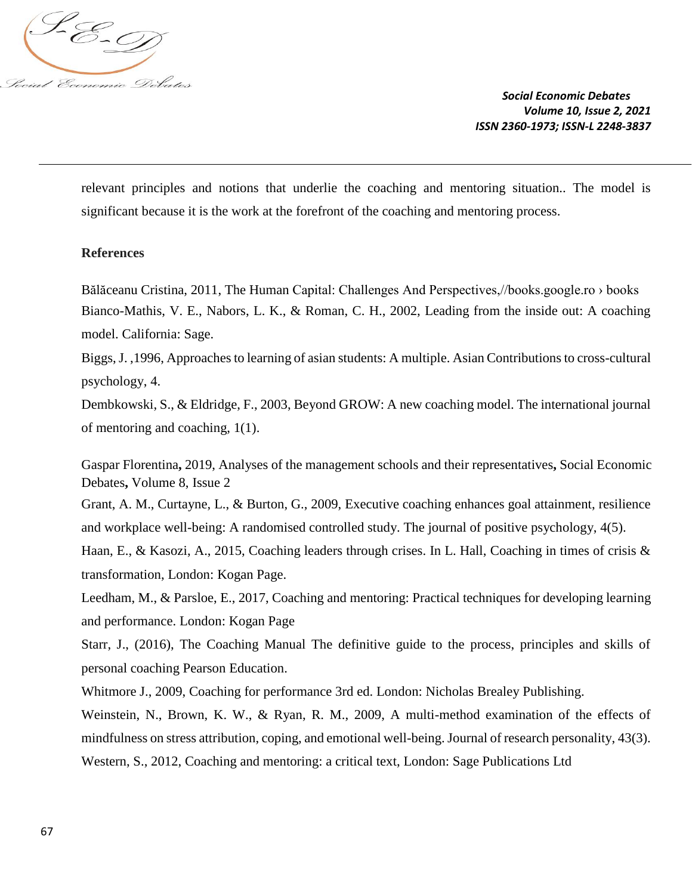relevant principles and notions that underlie the coaching and mentoring situation.. The model is significant because it is the work at the forefront of the coaching and mentoring process.

**References**

Bălăceanu Cristina, 2011, The Human Capital: Challenges And Perspectives,//books.google.ro › books

Bianco-Mathis, V. E., Nabors, L. K., & Roman, C. H., 2002, Leading from the inside out: A coaching model. California: Sage.

Biggs, J. ,1996, Approaches to learning of asian students: A multiple. Asian Contributions to cross-cultural psychology, 4.

Dembkowski, S., & Eldridge, F., 2003, Beyond GROW: A new coaching model. The international journal of mentoring and coaching, 1(1).

Gaspar Florentina**,** 2019, Analyses of the management schools and their representatives**,** Social Economic Debates**,** Volume 8, Issue 2

Grant, A. M., Curtayne, L., & Burton, G., 2009, Executive coaching enhances goal attainment, resilience and workplace well-being: A randomised controlled study. The journal of positive psychology, 4(5).

Haan, E., & Kasozi, A., 2015, Coaching leaders through crises. In L. Hall, Coaching in times of crisis & transformation, London: Kogan Page.

Leedham, M., & Parsloe, E., 2017, Coaching and mentoring: Practical techniques for developing learning and performance. London: Kogan Page

Starr, J., (2016), The Coaching Manual The definitive guide to the process, principles and skills of personal coaching Pearson Education.

Whitmore J., 2009, Coaching for performance 3rd ed. London: Nicholas Brealey Publishing.

Weinstein, N., Brown, K. W., & Ryan, R. M., 2009, A multi-method examination of the effects of mindfulness on stress attribution, coping, and emotional well-being. Journal of research personality, 43(3).

Western, S., 2012, Coaching and mentoring: a critical text, London: Sage Publications Ltd